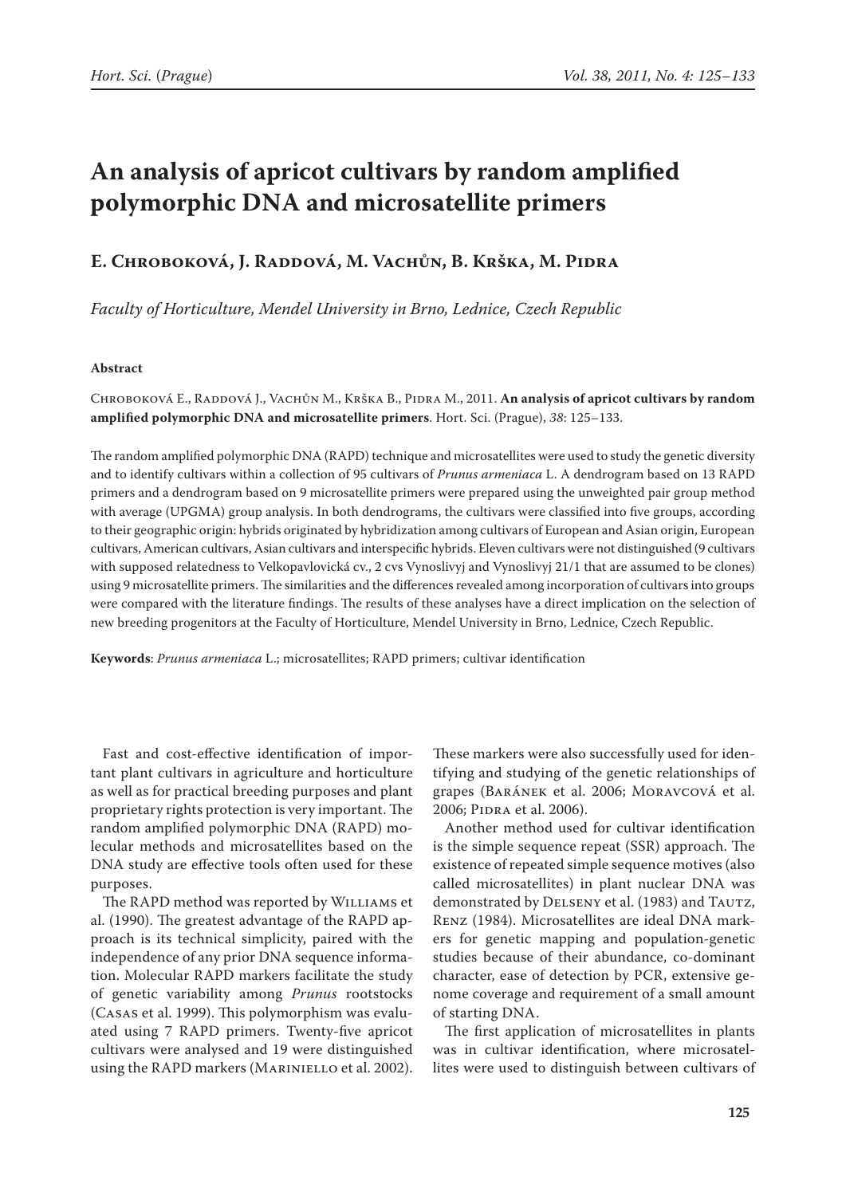# An analysis of apricot cultivars by random amplified polymorphic DNA and microsatellite primers

## E. Chroboková, J. Raddová, M. Vachůn, B. Krška, M. Pidra

*Faculty of Horticulture, Mendel University in Brno, Lednice, Czech Republic*

#### Abstract

Chroboková E., Raddová J., Vachůn M., Krška B., Pidra M., 2011. **An analysis of apricot cultivars by random amplified polymorphic DNA and microsatellite primers**. Hort. Sci. (Prague), *38*: 125–133.

The random amplified polymorphic DNA (RAPD) technique and microsatellites were used to study the genetic diversity and to identify cultivars within a collection of 95 cultivars of *Prunus armeniaca* L. A dendrogram based on 13 RAPD primers and a dendrogram based on 9 microsatellite primers were prepared using the unweighted pair group method with average (UPGMA) group analysis. In both dendrograms, the cultivars were classified into five groups, according to their geographic origin: hybrids originated by hybridization among cultivars of European and Asian origin, European cultivars, American cultivars, Asian cultivars and interspecific hybrids. Eleven cultivars were not distinguished (9 cultivars with supposed relatedness to Velkopavlovická cv., 2 cvs Vynoslivyj and Vynoslivyj 21/1 that are assumed to be clones) using 9 microsatellite primers. The similarities and the differences revealed among incorporation of cultivars into groups were compared with the literature findings. The results of these analyses have a direct implication on the selection of new breeding progenitors at the Faculty of Horticulture, Mendel University in Brno, Lednice, Czech Republic.

**Keywords**: *Prunus armeniaca* L.; microsatellites; RAPD primers; cultivar identification

Fast and cost-effective identification of important plant cultivars in agriculture and horticulture as well as for practical breeding purposes and plant proprietary rights protection is very important. The random amplified polymorphic DNA (RAPD) molecular methods and microsatellites based on the DNA study are effective tools often used for these purposes.

The RAPD method was reported by Williams et al. (1990). The greatest advantage of the RAPD approach is its technical simplicity, paired with the independence of any prior DNA sequence information. Molecular RAPD markers facilitate the study of genetic variability among *Prunus* rootstocks (Casas et al. 1999). This polymorphism was evaluated using 7 RAPD primers. Twenty-five apricot cultivars were analysed and 19 were distinguished using the RAPD markers (Mariniello et al. 2002). These markers were also successfully used for identifying and studying of the genetic relationships of grapes (Baránek et al. 2006; Moravcová et al. 2006; Pidra et al. 2006).

Another method used for cultivar identification is the simple sequence repeat (SSR) approach. The existence of repeated simple sequence motives (also called microsatellites) in plant nuclear DNA was demonstrated by Delseny et al. (1983) and Tautz, Renz (1984). Microsatellites are ideal DNA markers for genetic mapping and population-genetic studies because of their abundance, co-dominant character, ease of detection by PCR, extensive genome coverage and requirement of a small amount of starting DNA.

The first application of microsatellites in plants was in cultivar identification, where microsatellites were used to distinguish between cultivars of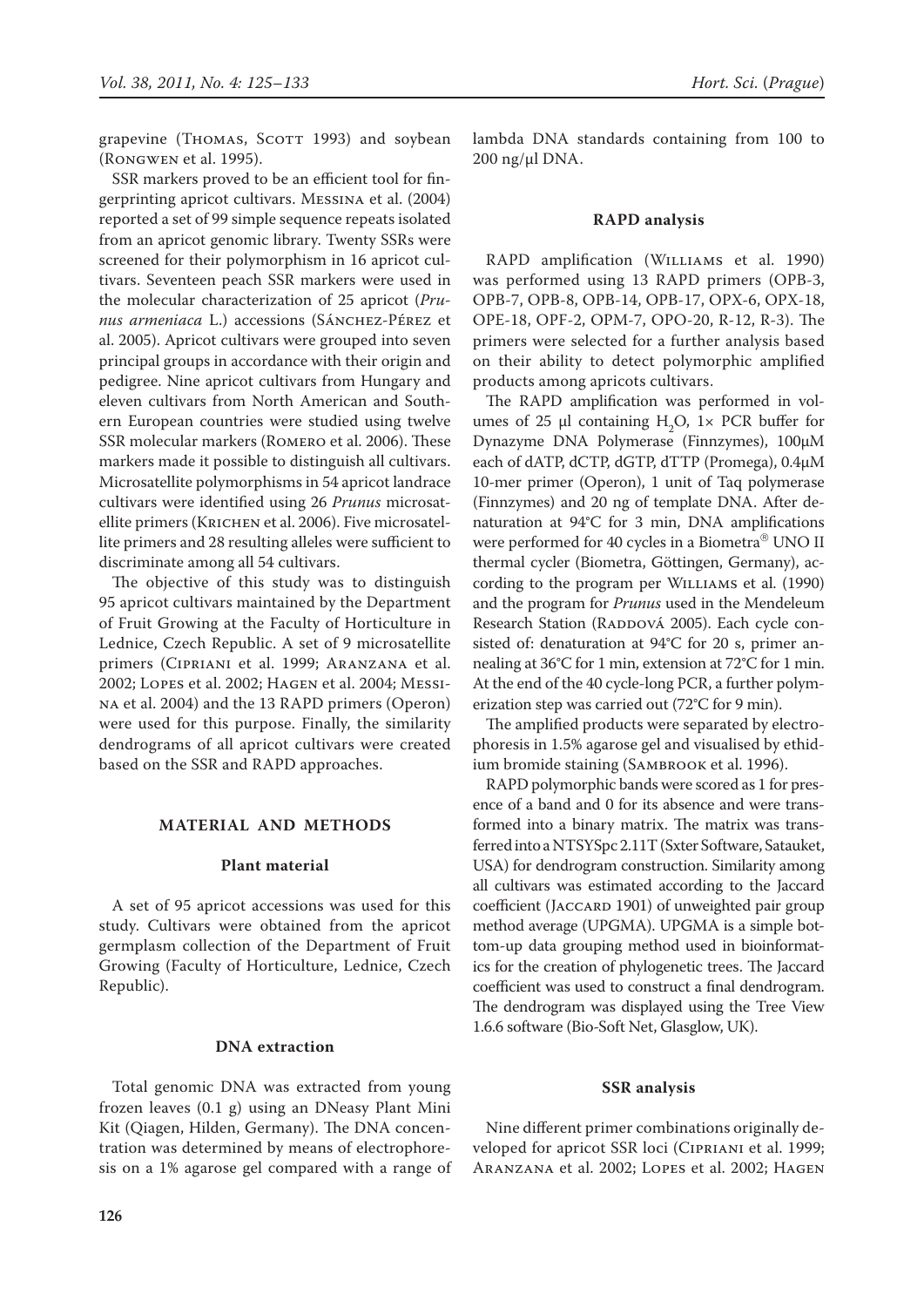grapevine (Thomas, Scott 1993) and soybean (Rongwen et al. 1995).

SSR markers proved to be an efficient tool for fingerprinting apricot cultivars. Messina et al. (2004) reported a set of 99 simple sequence repeats isolated from an apricot genomic library. Twenty SSRs were screened for their polymorphism in 16 apricot cultivars. Seventeen peach SSR markers were used in the molecular characterization of 25 apricot (*Prunus armeniaca* L.) accessions (Sánchez-Pérez et al. 2005). Apricot cultivars were grouped into seven principal groups in accordance with their origin and pedigree. Nine apricot cultivars from Hungary and eleven cultivars from North American and Southern European countries were studied using twelve SSR molecular markers (Romero et al. 2006). These markers made it possible to distinguish all cultivars. Microsatellite polymorphisms in 54 apricot landrace cultivars were identified using 26 *Prunus* microsatellite primers (Krichen et al. 2006). Five microsatellite primers and 28 resulting alleles were sufficient to discriminate among all 54 cultivars.

The objective of this study was to distinguish 95 apricot cultivars maintained by the Department of Fruit Growing at the Faculty of Horticulture in Lednice, Czech Republic. A set of 9 microsatellite primers (Cipriani et al. 1999; Aranzana et al. 2002; Lopes et al. 2002; Hagen et al. 2004; Messina et al. 2004) and the 13 RAPD primers (Operon) were used for this purpose. Finally, the similarity dendrograms of all apricot cultivars were created based on the SSR and RAPD approaches.

## MATERIAL AND METHODS

### Plant material

A set of 95 apricot accessions was used for this study. Cultivars were obtained from the apricot germplasm collection of the Department of Fruit Growing (Faculty of Horticulture, Lednice, Czech Republic).

### DNA extraction

Total genomic DNA was extracted from young frozen leaves (0.1 g) using an DNeasy Plant Mini Kit (Qiagen, Hilden, Germany). The DNA concentration was determined by means of electrophoresis on a 1% agarose gel compared with a range of lambda DNA standards containing from 100 to 200 ng/μl DNA.

### RAPD analysis

RAPD amplification (Williams et al. 1990) was performed using 13 RAPD primers (OPB-3, OPB-7, OPB-8, OPB-14, OPB-17, OPX-6, OPX-18, OPE-18, OPF-2, OPM-7, OPO-20, R-12, R-3). The primers were selected for a further analysis based on their ability to detect polymorphic amplified products among apricots cultivars.

The RAPD amplification was performed in volumes of 25 μl containing $H_2O$, 1× PCR buffer for Dynazyme DNA Polymerase (Finnzymes), 100μM each of dATP, dCTP, dGTP, dTTP (Promega), 0.4μM 10-mer primer (Operon), 1 unit of Taq polymerase (Finnzymes) and 20 ng of template DNA. After denaturation at 94°C for 3 min, DNA amplifications were performed for 40 cycles in a Biometra® UNO II thermal cycler (Biometra, Göttingen, Germany), according to the program per Williams et al. (1990) and the program for *Prunus* used in the Mendeleum Research Station (Raddová 2005). Each cycle consisted of: denaturation at 94°C for 20 s, primer annealing at 36°C for 1 min, extension at 72°C for 1 min. At the end of the 40 cycle-long PCR, a further polymerization step was carried out (72°C for 9 min).

The amplified products were separated by electrophoresis in 1.5% agarose gel and visualised by ethidium bromide staining (Sambrook et al. 1996).

RAPD polymorphic bands were scored as 1 for presence of a band and 0 for its absence and were transformed into a binary matrix. The matrix was transferred into a NTSYSpc 2.11T (Sxter Software, Satauket, USA) for dendrogram construction. Similarity among all cultivars was estimated according to the Jaccard coefficient (Jaccard 1901) of unweighted pair group method average (UPGMA). UPGMA is a simple bottom-up data grouping method used in bioinformatics for the creation of phylogenetic trees. The Jaccard coefficient was used to construct a final dendrogram. The dendrogram was displayed using the Tree View 1.6.6 software (Bio-Soft Net, Glasglow, UK).

### SSR analysis

Nine different primer combinations originally developed for apricot SSR loci (Cipriani et al. 1999; Aranzana et al. 2002; Lopes et al. 2002; Hagen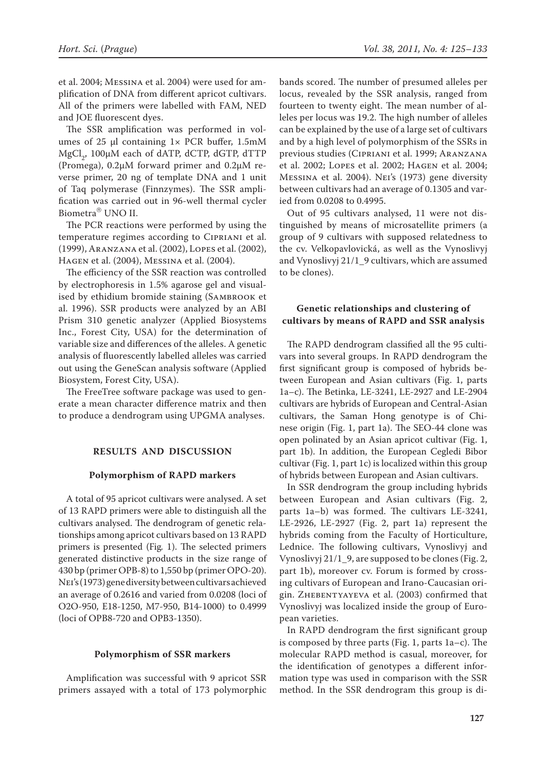et al. 2004; Messina et al. 2004) were used for amplification of DNA from different apricot cultivars. All of the primers were labelled with FAM, NED and JOE fluorescent dyes.

The SSR amplification was performed in volumes of 25 µl containing 1× PCR buffer, 1.5mM $MgCl_2$, 100µM each of dATP, dCTP, dGTP, dTTP (Promega), 0.2µM forward primer and 0.2µM reverse primer, 20 ng of template DNA and 1 unit of Taq polymerase (Finnzymes). The SSR amplification was carried out in 96-well thermal cycler Biometra® UNO II.

The PCR reactions were performed by using the temperature regimes according to Cipriani et al. (1999), Aranzana et al. (2002), Lopes et al. (2002), Hagen et al. (2004), Messina et al. (2004).

The efficiency of the SSR reaction was controlled by electrophoresis in 1.5% agarose gel and visualised by ethidium bromide staining (Sambrook et al. 1996). SSR products were analyzed by an ABI Prism 310 genetic analyzer (Applied Biosystems Inc., Forest City, USA) for the determination of variable size and differences of the alleles. A genetic analysis of fluorescently labelled alleles was carried out using the GeneScan analysis software (Applied Biosystem, Forest City, USA).

The FreeTree software package was used to generate a mean character difference matrix and then to produce a dendrogram using UPGMA analyses.

## RESULTS AND DISCUSSION

### Polymorphism of RAPD markers

A total of 95 apricot cultivars were analysed. A set of 13 RAPD primers were able to distinguish all the cultivars analysed. The dendrogram of genetic relationships among apricot cultivars based on 13 RAPD primers is presented (Fig. 1). The selected primers generated distinctive products in the size range of 430 bp (primer OPB-8) to 1,550 bp (primer OPO-20). Nei's (1973) gene diversity between cultivars achieved an average of 0.2616 and varied from 0.0208 (loci of O2O-950, E18-1250, M7-950, B14-1000) to 0.4999 (loci of OPB8-720 and OPB3-1350).

### Polymorphism of SSR markers

Amplification was successful with 9 apricot SSR primers assayed with a total of 173 polymorphic bands scored. The number of presumed alleles per locus, revealed by the SSR analysis, ranged from fourteen to twenty eight. The mean number of alleles per locus was 19.2. The high number of alleles can be explained by the use of a large set of cultivars and by a high level of polymorphism of the SSRs in previous studies (Cipriani et al. 1999; Aranzana et al. 2002; Lopes et al. 2002; Hagen et al. 2004; Messina et al. 2004). Nei's (1973) gene diversity between cultivars had an average of 0.1305 and varied from 0.0208 to 0.4995.

Out of 95 cultivars analysed, 11 were not distinguished by means of microsatellite primers (a group of 9 cultivars with supposed relatedness to the cv. Velkopavlovická, as well as the Vynoslivyj and Vynoslivyj 21/1_9 cultivars, which are assumed to be clones).

### Genetic relationships and clustering of cultivars by means of RAPD and SSR analysis

The RAPD dendrogram classified all the 95 cultivars into several groups. In RAPD dendrogram the first significant group is composed of hybrids between European and Asian cultivars (Fig. 1, parts 1a–c). The Betinka, LE-3241, LE-2927 and LE-2904 cultivars are hybrids of European and Central-Asian cultivars, the Saman Hong genotype is of Chinese origin (Fig. 1, part 1a). The SEO-44 clone was open polinated by an Asian apricot cultivar (Fig. 1, part 1b). In addition, the European Cegledi Bibor cultivar (Fig. 1, part 1c) is localized within this group of hybrids between European and Asian cultivars.

In SSR dendrogram the group including hybrids between European and Asian cultivars (Fig. 2, parts 1a–b) was formed. The cultivars LE-3241, LE-2926, LE-2927 (Fig. 2, part 1a) represent the hybrids coming from the Faculty of Horticulture, Lednice. The following cultivars, Vynoslivyj and Vynoslivyj 21/1_9, are supposed to be clones (Fig. 2, part 1b), moreover cv. Forum is formed by crossing cultivars of European and Irano-Caucasian origin. Zhebentyayeva et al. (2003) confirmed that Vynoslivyj was localized inside the group of European varieties.

In RAPD dendrogram the first significant group is composed by three parts (Fig. 1, parts 1a–c). The molecular RAPD method is casual, moreover, for the identification of genotypes a different information type was used in comparison with the SSR method. In the SSR dendrogram this group is di-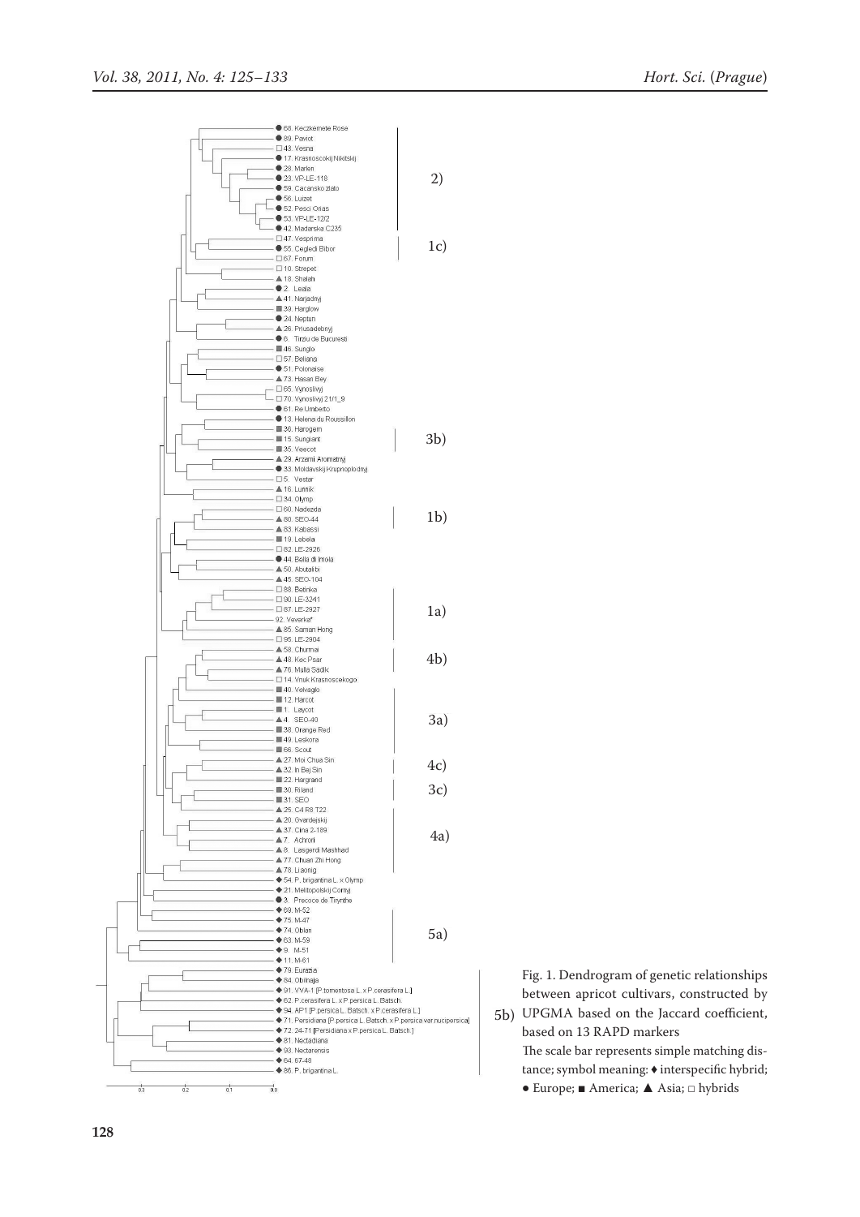Fig. 1. Dendrogram of genetic relationships between apricot cultivars, constructed by UPGMA based on the Jaccard coefficient, based on 13 RAPD markers

The scale bar represents simple matching distance; symbol meaning: ♦ interspecific hybrid; ● Europe; ■ America; ▲ Asia; □ hybrids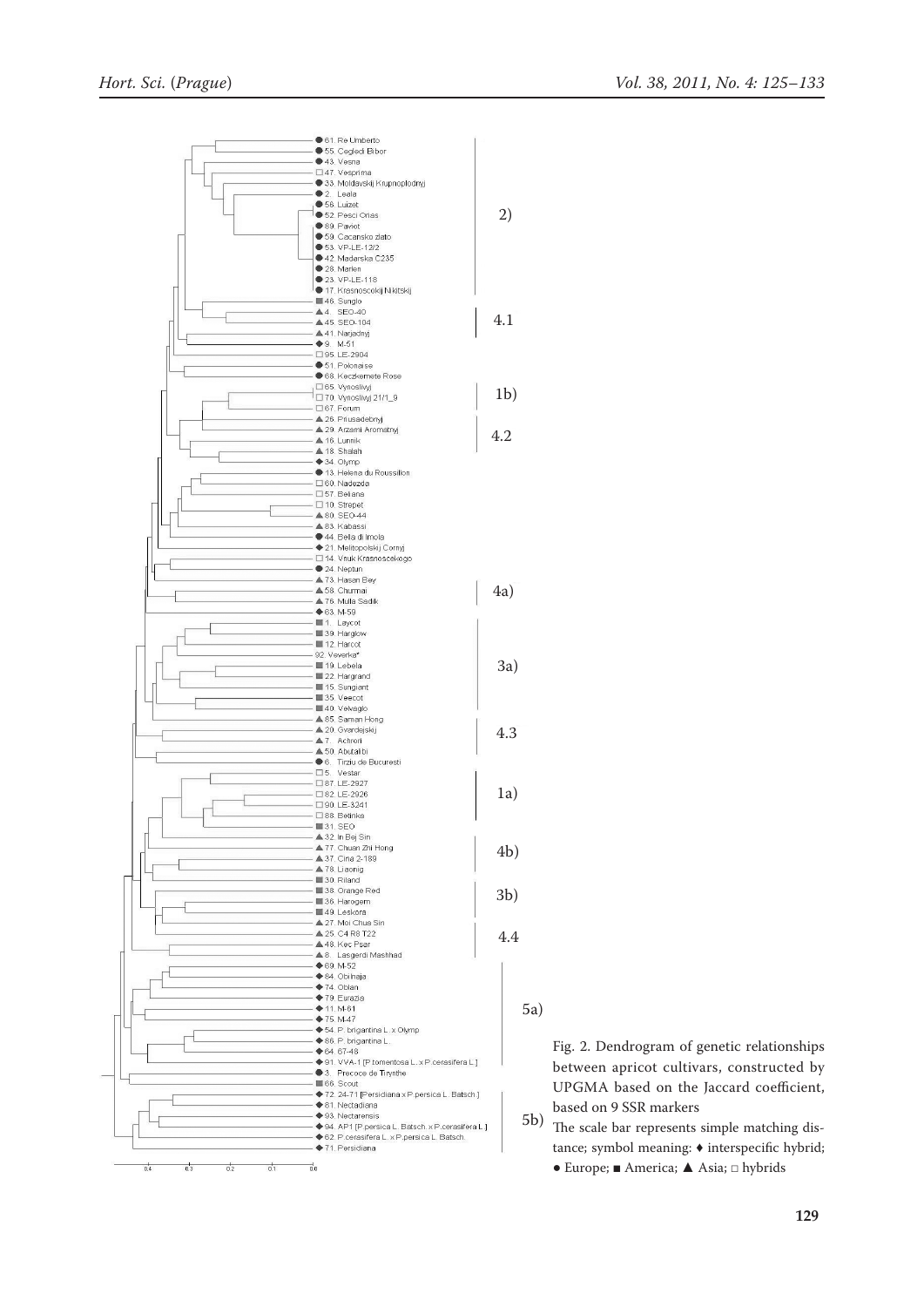Fig. 2. Dendrogram of genetic relationships between apricot cultivars, constructed by UPGMA based on the Jaccard coefficient, based on 9 SSR markers

The scale bar represents simple matching distance; symbol meaning: ♦ interspecific hybrid; ● Europe; ■ America; ▲ Asia; □ hybrids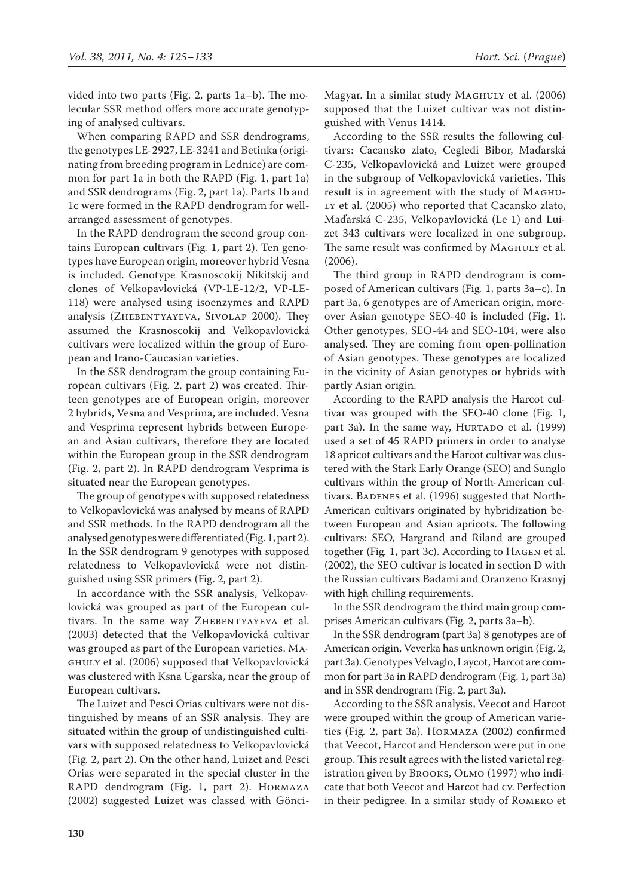vided into two parts (Fig. 2, parts 1a–b). The molecular SSR method offers more accurate genotyping of analysed cultivars.

When comparing RAPD and SSR dendrograms, the genotypes LE-2927, LE-3241 and Betinka (originating from breeding program in Lednice) are common for part 1a in both the RAPD (Fig. 1, part 1a) and SSR dendrograms (Fig. 2, part 1a). Parts 1b and 1c were formed in the RAPD dendrogram for well-arranged assessment of genotypes.

In the RAPD dendrogram the second group contains European cultivars (Fig. 1, part 2). Ten genotypes have European origin, moreover hybrid Vesna is included. Genotype Krasnoscokij Nikitskij and clones of Velkopavlovická (VP-LE-12/2, VP-LE-118) were analysed using isoenzymes and RAPD analysis (Zhebentyayeva, Sivolap 2000). They assumed the Krasnoscokij and Velkopavlovická cultivars were localized within the group of European and Irano-Caucasian varieties.

In the SSR dendrogram the group containing European cultivars (Fig. 2, part 2) was created. Thirteen genotypes are of European origin, moreover 2 hybrids, Vesna and Vesprima, are included. Vesna and Vesprima represent hybrids between European and Asian cultivars, therefore they are located within the European group in the SSR dendrogram (Fig. 2, part 2). In RAPD dendrogram Vesprima is situated near the European genotypes.

The group of genotypes with supposed relatedness to Velkopavlovická was analysed by means of RAPD and SSR methods. In the RAPD dendrogram all the analysed genotypes were differentiated (Fig. 1, part 2). In the SSR dendrogram 9 genotypes with supposed relatedness to Velkopavlovická were not distinguished using SSR primers (Fig. 2, part 2).

In accordance with the SSR analysis, Velkopavlovická was grouped as part of the European cultivars. In the same way Zhebentyayeva et al. (2003) detected that the Velkopavlovická cultivar was grouped as part of the European varieties. Maghuly et al. (2006) supposed that Velkopavlovická was clustered with Ksna Ugarska, near the group of European cultivars.

The Luizet and Pesci Orias cultivars were not distinguished by means of an SSR analysis. They are situated within the group of undistinguished cultivars with supposed relatedness to Velkopavlovická (Fig. 2, part 2). On the other hand, Luizet and Pesci Orias were separated in the special cluster in the RAPD dendrogram (Fig. 1, part 2). Hormaza (2002) suggested Luizet was classed with Gönci-Magyar. In a similar study Maghuly et al. (2006) supposed that the Luizet cultivar was not distinguished with Venus 1414.

According to the SSR results the following cultivars: Cacansko zlato, Cegledi Bibor, Maďarská C-235, Velkopavlovická and Luizet were grouped in the subgroup of Velkopavlovická varieties. This result is in agreement with the study of Maghuly et al. (2005) who reported that Cacansko zlato, Maďarská C-235, Velkopavlovická (Le 1) and Luizet 343 cultivars were localized in one subgroup. The same result was confirmed by Maghuly et al. (2006).

The third group in RAPD dendrogram is composed of American cultivars (Fig. 1, parts 3a–c). In part 3a, 6 genotypes are of American origin, moreover Asian genotype SEO-40 is included (Fig. 1). Other genotypes, SEO-44 and SEO-104, were also analysed. They are coming from open-pollination of Asian genotypes. These genotypes are localized in the vicinity of Asian genotypes or hybrids with partly Asian origin.

According to the RAPD analysis the Harcot cultivar was grouped with the SEO-40 clone (Fig. 1, part 3a). In the same way, Hurtado et al. (1999) used a set of 45 RAPD primers in order to analyse 18 apricot cultivars and the Harcot cultivar was clustered with the Stark Early Orange (SEO) and Sunglo cultivars within the group of North-American cultivars. Badenes et al. (1996) suggested that North-American cultivars originated by hybridization between European and Asian apricots. The following cultivars: SEO, Hargrand and Riland are grouped together (Fig. 1, part 3c). According to Hagen et al. (2002), the SEO cultivar is located in section D with the Russian cultivars Badami and Oranzeno Krasnyj with high chilling requirements.

In the SSR dendrogram the third main group comprises American cultivars (Fig. 2, parts 3a–b).

In the SSR dendrogram (part 3a) 8 genotypes are of American origin, Veverka has unknown origin (Fig. 2, part 3a). Genotypes Velvaglo, Laycot, Harcot are common for part 3a in RAPD dendrogram (Fig. 1, part 3a) and in SSR dendrogram (Fig. 2, part 3a).

According to the SSR analysis, Veecot and Harcot were grouped within the group of American varieties (Fig. 2, part 3a). Hormaza (2002) confirmed that Veecot, Harcot and Henderson were put in one group. This result agrees with the listed varietal registration given by Brooks, Olmo (1997) who indicate that both Veecot and Harcot had cv. Perfection in their pedigree. In a similar study of Romero et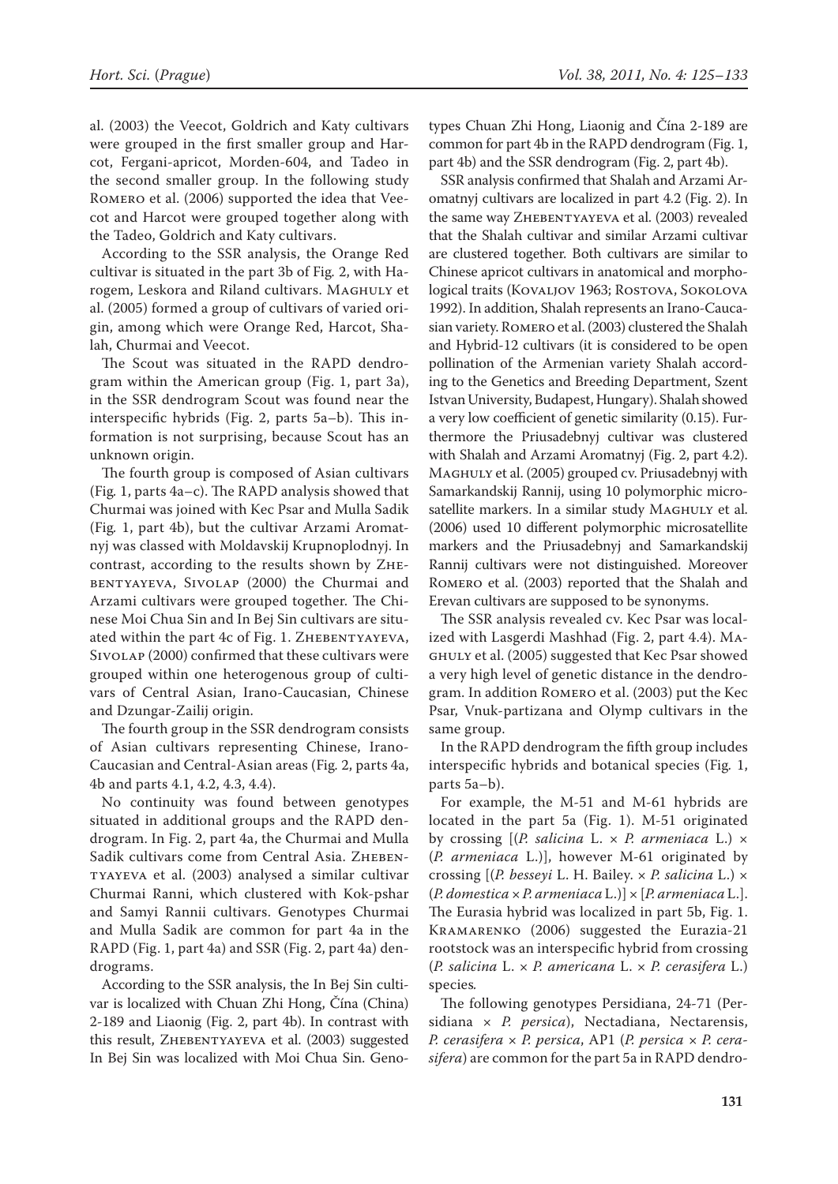al. (2003) the Veecot, Goldrich and Katy cultivars were grouped in the first smaller group and Harcot, Fergani-apricot, Morden-604, and Tadeo in the second smaller group. In the following study Romero et al. (2006) supported the idea that Veecot and Harcot were grouped together along with the Tadeo, Goldrich and Katy cultivars.

According to the SSR analysis, the Orange Red cultivar is situated in the part 3b of Fig. 2, with Harogem, Leskora and Riland cultivars. Maghuly et al. (2005) formed a group of cultivars of varied origin, among which were Orange Red, Harcot, Shalah, Churmai and Veecot.

The Scout was situated in the RAPD dendrogram within the American group (Fig. 1, part 3a), in the SSR dendrogram Scout was found near the interspecific hybrids (Fig. 2, parts 5a–b). This information is not surprising, because Scout has an unknown origin.

The fourth group is composed of Asian cultivars (Fig. 1, parts 4a–c). The RAPD analysis showed that Churmai was joined with Kec Psar and Mulla Sadik (Fig. 1, part 4b), but the cultivar Arzami Aromatnyj was classed with Moldavskij Krupnoplodnyj. In contrast, according to the results shown by Zhebentyayeva, Sivolap (2000) the Churmai and Arzami cultivars were grouped together. The Chinese Moi Chua Sin and In Bej Sin cultivars are situated within the part 4c of Fig. 1. Zhebentyayeva, Sivolap (2000) confirmed that these cultivars were grouped within one heterogenous group of cultivars of Central Asian, Irano-Caucasian, Chinese and Dzungar-Zailij origin.

The fourth group in the SSR dendrogram consists of Asian cultivars representing Chinese, Irano-Caucasian and Central-Asian areas (Fig. 2, parts 4a, 4b and parts 4.1, 4.2, 4.3, 4.4).

No continuity was found between genotypes situated in additional groups and the RAPD dendrogram. In Fig. 2, part 4a, the Churmai and Mulla Sadik cultivars come from Central Asia. Zhebentyayeva et al. (2003) analysed a similar cultivar Churmai Ranni, which clustered with Kok-pshar and Samyi Rannii cultivars. Genotypes Churmai and Mulla Sadik are common for part 4a in the RAPD (Fig. 1, part 4a) and SSR (Fig. 2, part 4a) dendrograms.

According to the SSR analysis, the In Bej Sin cultivar is localized with Chuan Zhi Hong, Čína (China) 2-189 and Liaonig (Fig. 2, part 4b). In contrast with this result, Zhebentyayeva et al. (2003) suggested In Bej Sin was localized with Moi Chua Sin. Genotypes Chuan Zhi Hong, Liaonig and Čína 2-189 are common for part 4b in the RAPD dendrogram (Fig. 1, part 4b) and the SSR dendrogram (Fig. 2, part 4b).

SSR analysis confirmed that Shalah and Arzami Aromatnyj cultivars are localized in part 4.2 (Fig. 2). In the same way Zhebentyayeva et al. (2003) revealed that the Shalah cultivar and similar Arzami cultivar are clustered together. Both cultivars are similar to Chinese apricot cultivars in anatomical and morphological traits (Kovaljov 1963; Rostova, Sokolova 1992). In addition, Shalah represents an Irano-Caucasian variety. Romero et al. (2003) clustered the Shalah and Hybrid-12 cultivars (it is considered to be open pollination of the Armenian variety Shalah according to the Genetics and Breeding Department, Szent Istvan University, Budapest, Hungary). Shalah showed a very low coefficient of genetic similarity (0.15). Furthermore the Priusadebnyj cultivar was clustered with Shalah and Arzami Aromatnyj (Fig. 2, part 4.2). Maghuly et al. (2005) grouped cv. Priusadebnyj with Samarkandskij Rannij, using 10 polymorphic microsatellite markers. In a similar study Maghuly et al. (2006) used 10 different polymorphic microsatellite markers and the Priusadebnyj and Samarkandskij Rannij cultivars were not distinguished. Moreover Romero et al. (2003) reported that the Shalah and Erevan cultivars are supposed to be synonyms.

The SSR analysis revealed cv. Kec Psar was localized with Lasgerdi Mashhad (Fig. 2, part 4.4). Maghuly et al. (2005) suggested that Kec Psar showed a very high level of genetic distance in the dendrogram. In addition Romero et al. (2003) put the Kec Psar, Vnuk-partizana and Olymp cultivars in the same group.

In the RAPD dendrogram the fifth group includes interspecific hybrids and botanical species (Fig. 1, parts 5a–b).

For example, the M-51 and M-61 hybrids are located in the part 5a (Fig. 1). M-51 originated by crossing [(*P. salicina* L. × *P. armeniaca* L.) × (*P. armeniaca* L.)], however M-61 originated by crossing [(*P. besseyi* L. H. Bailey. × *P. salicina* L.) × (*P. domestica* × *P. armeniaca* L.)] × [*P. armeniaca* L.]. The Eurasia hybrid was localized in part 5b, Fig. 1. Kramarenko (2006) suggested the Eurazia-21 rootstock was an interspecific hybrid from crossing (*P. salicina* L. × *P. americana* L. × *P. cerasifera* L.) species.

The following genotypes Persidiana, 24-71 (Persidiana × *P. persica*), Nectadiana, Nectarensis, *P. cerasifera* × *P. persica*, AP1 (*P. persica* × *P. cerasifera*) are common for the part 5a in RAPD dendro-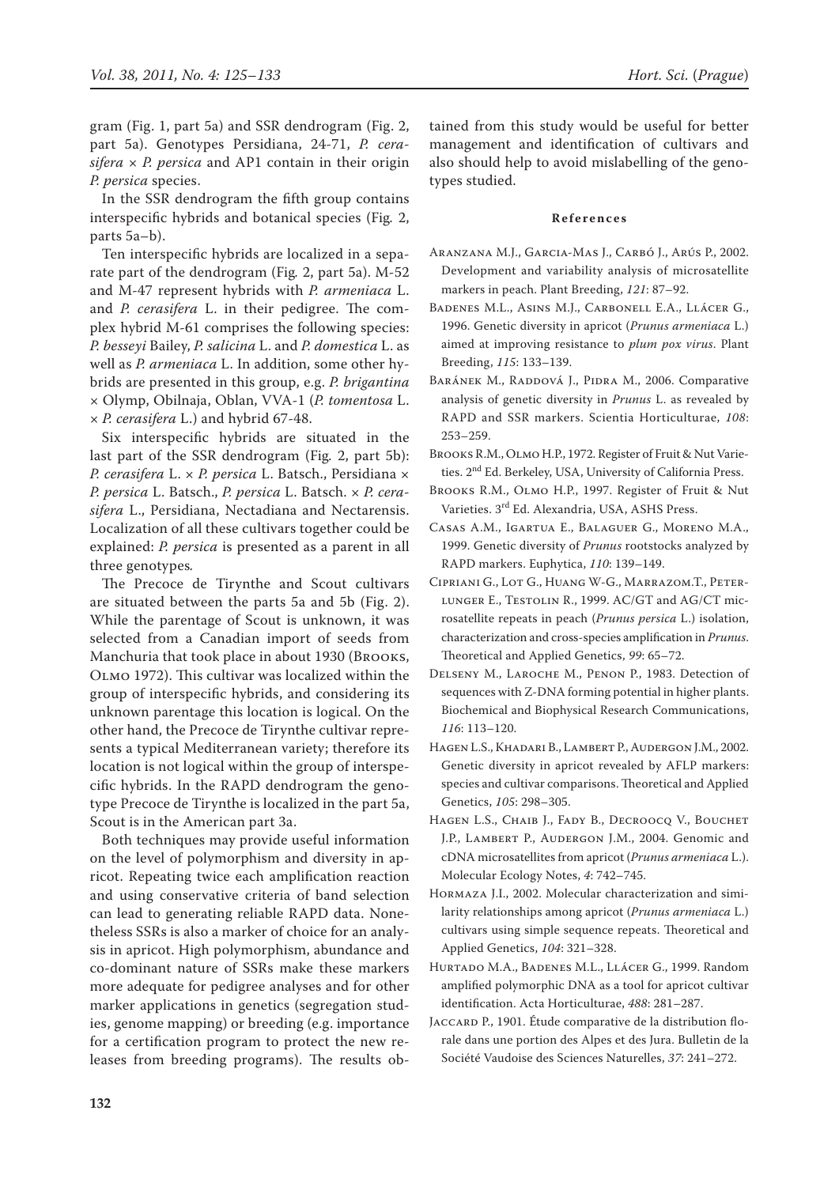gram (Fig. 1, part 5a) and SSR dendrogram (Fig. 2, part 5a). Genotypes Persidiana, 24-71, *P. cerasifera* × *P. persica* and AP1 contain in their origin *P. persica* species.

In the SSR dendrogram the fifth group contains interspecific hybrids and botanical species (Fig. 2, parts 5a–b).

Ten interspecific hybrids are localized in a separate part of the dendrogram (Fig. 2, part 5a). M-52 and M-47 represent hybrids with *P. armeniaca* L. and *P. cerasifera* L. in their pedigree. The complex hybrid M-61 comprises the following species: *P. besseyi* Bailey, *P. salicina* L. and *P. domestica* L. as well as *P. armeniaca* L. In addition, some other hybrids are presented in this group, e.g. *P. brigantina* × Olymp, Obilnaja, Oblan, VVA-1 (*P. tomentosa* L. × *P. cerasifera* L.) and hybrid 67-48.

Six interspecific hybrids are situated in the last part of the SSR dendrogram (Fig. 2, part 5b): *P. cerasifera* L. × *P. persica* L. Batsch., Persidiana × *P. persica* L. Batsch., *P. persica* L. Batsch. × *P. cerasifera* L., Persidiana, Nectadiana and Nectarensis. Localization of all these cultivars together could be explained: *P. persica* is presented as a parent in all three genotypes.

The Precoce de Tirynthe and Scout cultivars are situated between the parts 5a and 5b (Fig. 2). While the parentage of Scout is unknown, it was selected from a Canadian import of seeds from Manchuria that took place in about 1930 (Brooks, Olmo 1972). This cultivar was localized within the group of interspecific hybrids, and considering its unknown parentage this location is logical. On the other hand, the Precoce de Tirynthe cultivar represents a typical Mediterranean variety; therefore its location is not logical within the group of interspecific hybrids. In the RAPD dendrogram the genotype Precoce de Tirynthe is localized in the part 5a, Scout is in the American part 3a.

Both techniques may provide useful information on the level of polymorphism and diversity in apricot. Repeating twice each amplification reaction and using conservative criteria of band selection can lead to generating reliable RAPD data. Nonetheless SSRs is also a marker of choice for an analysis in apricot. High polymorphism, abundance and co-dominant nature of SSRs make these markers more adequate for pedigree analyses and for other marker applications in genetics (segregation studies, genome mapping) or breeding (e.g. importance for a certification program to protect the new releases from breeding programs). The results obtained from this study would be useful for better management and identification of cultivars and also should help to avoid mislabelling of the genotypes studied.

## References

Aranzana M.J., Garcia-Mas J., Carbó J., Arús P., 2002. Development and variability analysis of microsatellite markers in peach. Plant Breeding, *121*: 87–92.

Badenes M.L., Asins M.J., Carbonell E.A., Llácer G., 1996. Genetic diversity in apricot (*Prunus armeniaca* L.) aimed at improving resistance to *plum pox virus*. Plant Breeding, *115*: 133–139.

Baránek M., Raddová J., Pidra M., 2006. Comparative analysis of genetic diversity in *Prunus* L. as revealed by RAPD and SSR markers. Scientia Horticulturae, *108*: 253–259.

Brooks R.M., Olmo H.P., 1972. Register of Fruit & Nut Varieties. 2nd Ed. Berkeley, USA, University of California Press.

Brooks R.M., Olmo H.P., 1997. Register of Fruit & Nut Varieties. 3rd Ed. Alexandria, USA, ASHS Press.

Casas A.M., Igartua E., Balaguer G., Moreno M.A., 1999. Genetic diversity of *Prunus* rootstocks analyzed by RAPD markers. Euphytica, *110*: 139–149.

Cipriani G., Lot G., Huang W-G., Marrazom.T., Peterlunger E., Testolin R., 1999. AC/GT and AG/CT microsatellite repeats in peach (*Prunus persica* L.) isolation, characterization and cross-species amplification in *Prunus*. Theoretical and Applied Genetics, *99*: 65–72.

Delseny M., Laroche M., Penon P., 1983. Detection of sequences with Z-DNA forming potential in higher plants. Biochemical and Biophysical Research Communications, *116*: 113–120.

Hagen L.S., Khadari B., Lambert P., Audergon J.M., 2002. Genetic diversity in apricot revealed by AFLP markers: species and cultivar comparisons. Theoretical and Applied Genetics, *105*: 298–305.

Hagen L.S., Chaib J., Fady B., Decroocq V., Bouchet J.P., Lambert P., Audergon J.M., 2004. Genomic and cDNA microsatellites from apricot (*Prunus armeniaca* L.). Molecular Ecology Notes, *4*: 742–745.

Hormaza J.I., 2002. Molecular characterization and similarity relationships among apricot (*Prunus armeniaca* L.) cultivars using simple sequence repeats. Theoretical and Applied Genetics, *104*: 321–328.

Hurtado M.A., Badenes M.L., Llácer G., 1999. Random amplified polymorphic DNA as a tool for apricot cultivar identification. Acta Horticulturae, *488*: 281–287.

Jaccard P., 1901. Étude comparative de la distribution florale dans une portion des Alpes et des Jura. Bulletin de la Société Vaudoise des Sciences Naturelles, *37*: 241–272.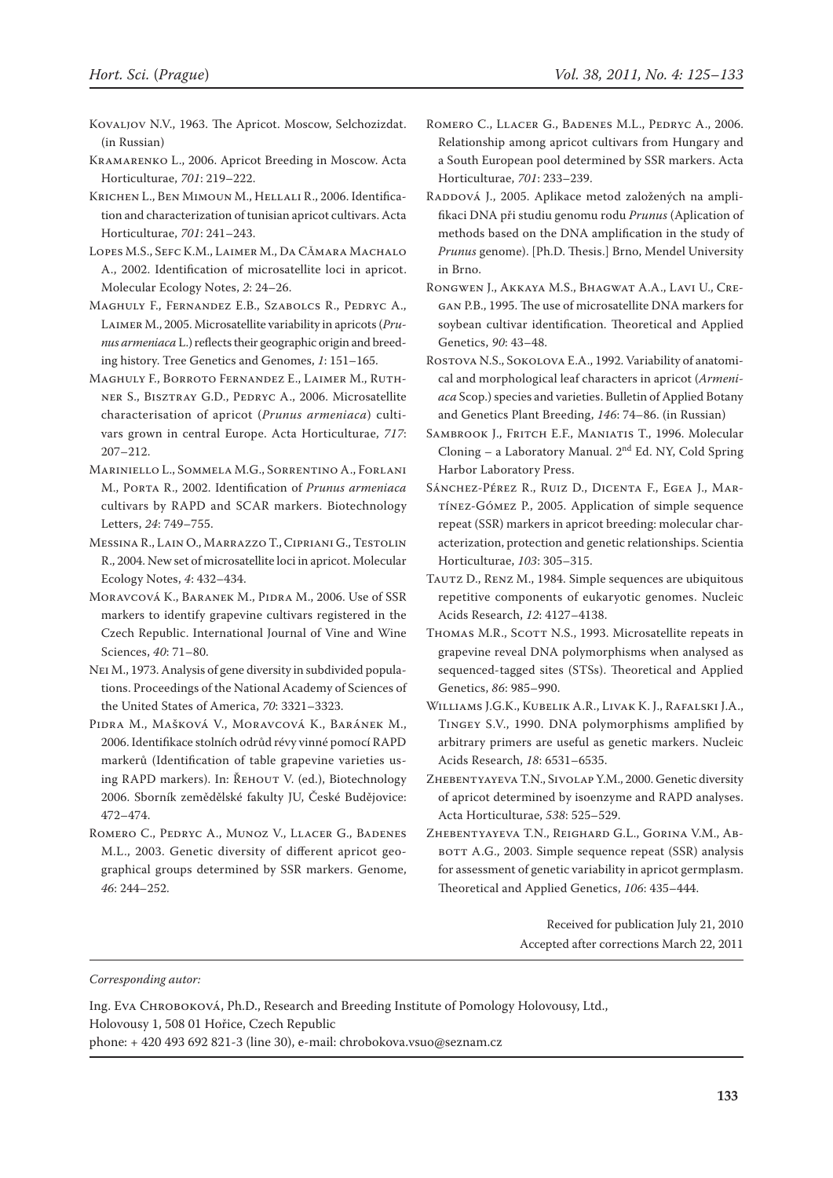Kovaljov N.V., 1963. The Apricot. Moscow, Selchozizdat. (in Russian)

Kramarenko L., 2006. Apricot Breeding in Moscow. Acta Horticulturae, *701*: 219–222.

Krichen L., Ben Mimoun M., Hellali R., 2006. Identification and characterization of tunisian apricot cultivars. Acta Horticulturae, *701*: 241–243.

Lopes M.S., Sefc K.M., Laimer M., Da Câmara Machalo A., 2002. Identification of microsatellite loci in apricot. Molecular Ecology Notes, *2*: 24–26.

Maghuly F., Fernandez E.B., Szabolcs R., Pedryc A., Laimer M., 2005. Microsatellite variability in apricots (*Prunus armeniaca* L.) reflects their geographic origin and breeding history. Tree Genetics and Genomes, *1*: 151–165.

Maghuly F., Borroto Fernandez E., Laimer M., Ruthner S., Bisztray G.D., Pedryc A., 2006. Microsatellite characterisation of apricot (*Prunus armeniaca*) cultivars grown in central Europe. Acta Horticulturae, *717*: 207–212.

Mariniello L., Sommela M.G., Sorrentino A., Forlani M., Porta R., 2002. Identification of *Prunus armeniaca* cultivars by RAPD and SCAR markers. Biotechnology Letters, *24*: 749–755.

Messina R., Lain O., Marrazzo T., Cipriani G., Testolin R., 2004. New set of microsatellite loci in apricot. Molecular Ecology Notes, *4*: 432–434.

Moravcová K., Baranek M., Pidra M., 2006. Use of SSR markers to identify grapevine cultivars registered in the Czech Republic. International Journal of Vine and Wine Sciences, *40*: 71–80.

Nei M., 1973. Analysis of gene diversity in subdivided populations. Proceedings of the National Academy of Sciences of the United States of America, *70*: 3321–3323.

Pidra M., Mašková V., Moravcová K., Baránek M., 2006. Identifikace stolních odrůd révy vinné pomocí RAPD markerů (Identification of table grapevine varieties using RAPD markers). In: Řehout V. (ed.), Biotechnology 2006. Sborník zemědělské fakulty JU, České Budějovice: 472–474.

Romero C., Pedryc A., Munoz V., Llacer G., Badenes M.L., 2003. Genetic diversity of different apricot geographical groups determined by SSR markers. Genome, *46*: 244–252.

Romero C., Llacer G., Badenes M.L., Pedryc A., 2006. Relationship among apricot cultivars from Hungary and a South European pool determined by SSR markers. Acta Horticulturae, *701*: 233–239.

Raddová J., 2005. Aplikace metod založených na amplifikaci DNA při studiu genomu rodu *Prunus* (Aplication of methods based on the DNA amplification in the study of *Prunus* genome). [Ph.D. Thesis.] Brno, Mendel University in Brno.

Rongwen J., Akkaya M.S., Bhagwat A.A., Lavi U., Cregan P.B., 1995. The use of microsatellite DNA markers for soybean cultivar identification. Theoretical and Applied Genetics, *90*: 43–48.

Rostova N.S., Sokolova E.A., 1992. Variability of anatomical and morphological leaf characters in apricot (*Armeniaca* Scop.) species and varieties. Bulletin of Applied Botany and Genetics Plant Breeding, *146*: 74–86. (in Russian)

Sambrook J., Fritch E.F., Maniatis T., 1996. Molecular Cloning – a Laboratory Manual. 2nd Ed. NY, Cold Spring Harbor Laboratory Press.

Sánchez-Pérez R., Ruiz D., Dicenta F., Egea J., Martínez-Gómez P., 2005. Application of simple sequence repeat (SSR) markers in apricot breeding: molecular characterization, protection and genetic relationships. Scientia Horticulturae, *103*: 305–315.

Tautz D., Renz M., 1984. Simple sequences are ubiquitous repetitive components of eukaryotic genomes. Nucleic Acids Research, *12*: 4127–4138.

Thomas M.R., Scott N.S., 1993. Microsatellite repeats in grapevine reveal DNA polymorphisms when analysed as sequenced-tagged sites (STSs). Theoretical and Applied Genetics, *86*: 985–990.

Williams J.G.K., Kubelik A.R., Livak K. J., Rafalski J.A., Tingey S.V., 1990. DNA polymorphisms amplified by arbitrary primers are useful as genetic markers. Nucleic Acids Research, *18*: 6531–6535.

Zhebentyayeva T.N., Sivolap Y.M., 2000. Genetic diversity of apricot determined by isoenzyme and RAPD analyses. Acta Horticulturae, *538*: 525–529.

Zhebentyayeva T.N., Reighard G.L., Gorina V.M., Abbott A.G., 2003. Simple sequence repeat (SSR) analysis for assessment of genetic variability in apricot germplasm. Theoretical and Applied Genetics, *106*: 435–444.

Received for publication July 21, 2010
Accepted after corrections March 22, 2011

*Corresponding autor:*

Ing. Eva Chroboková, Ph.D., Research and Breeding Institute of Pomology Holovousy, Ltd., Holovousy 1, 508 01 Hořice, Czech Republic
phone: + 420 493 692 821-3 (line 30), e-mail: chrobokova.vsuo@seznam.cz